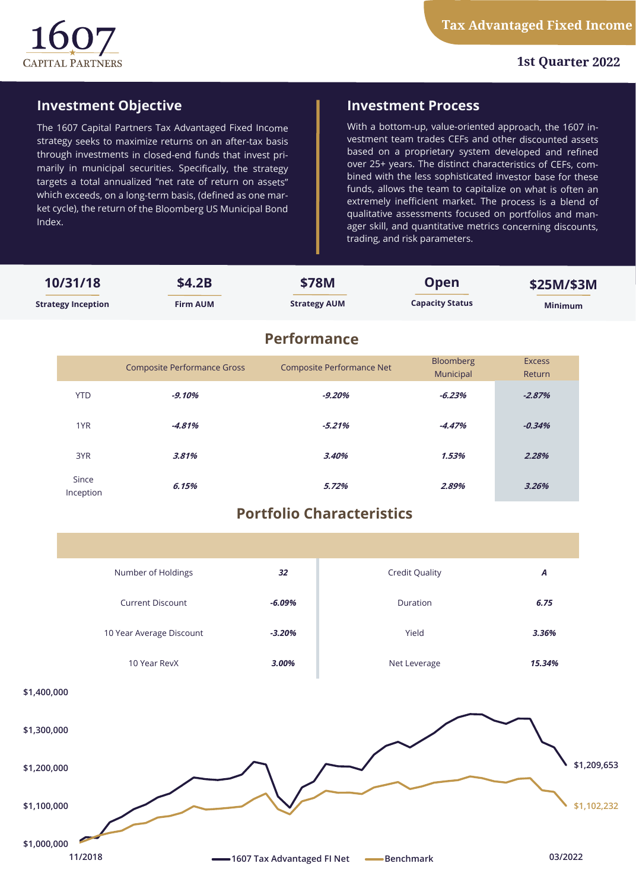1607 CAPITAL PARTNERS

**Tax Advantaged Fixed Income**

**1st Quarter 2022**

## Investment Objective

The 1607 Capital Partners Tax Advantaged Fixed Income strategy seeks to maximize returns on an after-tax basis through investments in closed-end funds that invest primarily in municipal securities. Specifically, the strategy targets a total annualized "net rate of return on assets" which exceeds, on a long-term basis, (defined as one market cycle), the return of the Bloomberg US Municipal Bond Index.

## Investment Process

With a bottom-up, value-oriented approach, the 1607 investment team trades CEFs and other discounted assets based on a proprietary system developed and refined over 25+ years. The distinct characteristics of CEFs, combined with the less sophisticated investor base for these funds, allows the team to capitalize on what is often an extremely inefficient market. The process is a blend of qualitative assessments focused on portfolios and manager skill, and quantitative metrics concerning discounts, trading, and risk parameters.

| 10/31/18 | $4.2B | $78M | Open | $25M/$3M |
|---|---|---|---|---|
| Strategy Inception | Firm AUM | Strategy AUM | Capacity Status | Minimum |

## Performance

| | Composite Performance Gross | Composite Performance Net | Bloomberg Municipal | Excess Return |
|---|---|---|---|---|
| YTD | *-9.10%* | *-9.20%* | *-6.23%* | *-2.87%* |
| 1YR | *-4.81%* | *-5.21%* | *-4.47%* | *-0.34%* |
| 3YR | *3.81%* | *3.40%* | *1.53%* | *2.28%* |
| Since Inception | *6.15%* | *5.72%* | *2.89%* | *3.26%* |

## Portfolio Characteristics

| | | | |
|---|---|---|---|
| Number of Holdings | *32* | Credit Quality | *A* |
| Current Discount | *-6.09%* | Duration | *6.75* |
| 10 Year Average Discount | *-3.20%* | Yield | *3.36%* |
| 10 Year RevX | *3.00%* | Net Leverage | *15.34%* |

$1,400,000
$1,300,000
$1,200,000
$1,100,000
$1,000,000

11/2018 — 03/2022

1607 Tax Advantaged FI Net: $1,209,653
Benchmark: $1,102,232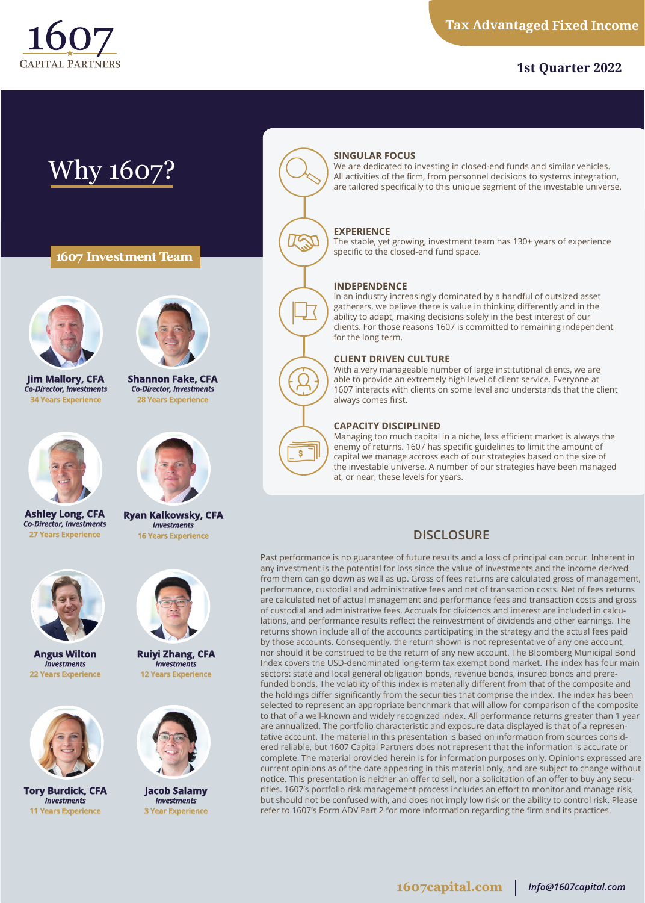1607 CAPITAL PARTNERS

Tax Advantaged Fixed Income

1st Quarter 2022

# Why 1607?

## 1607 Investment Team

**Jim Mallory, CFA**
*Co-Director, Investments*
34 Years Experience

**Shannon Fake, CFA**
*Co-Director, Investments*
28 Years Experience

**Ashley Long, CFA**
*Co-Director, Investments*
27 Years Experience

**Ryan Kalkowsky, CFA**
*Investments*
16 Years Experience

**Angus Wilton**
*Investments*
22 Years Experience

**Ruiyi Zhang, CFA**
*Investments*
12 Years Experience

**Tory Burdick, CFA**
*Investments*
11 Years Experience

**Jacob Salamy**
*Investments*
3 Year Experience

### SINGULAR FOCUS

We are dedicated to investing in closed-end funds and similar vehicles. All activities of the firm, from personnel decisions to systems integration, are tailored specifically to this unique segment of the investable universe.

### EXPERIENCE

The stable, yet growing, investment team has 130+ years of experience specific to the closed-end fund space.

### INDEPENDENCE

In an industry increasingly dominated by a handful of outsized asset gatherers, we believe there is value in thinking differently and in the ability to adapt, making decisions solely in the best interest of our clients. For those reasons 1607 is committed to remaining independent for the long term.

### CLIENT DRIVEN CULTURE

With a very manageable number of large institutional clients, we are able to provide an extremely high level of client service. Everyone at 1607 interacts with clients on some level and understands that the client always comes first.

### CAPACITY DISCIPLINED

Managing too much capital in a niche, less efficient market is always the enemy of returns. 1607 has specific guidelines to limit the amount of capital we manage accross each of our strategies based on the size of the investable universe. A number of our strategies have been managed at, or near, these levels for years.

## DISCLOSURE

Past performance is no guarantee of future results and a loss of principal can occur. Inherent in any investment is the potential for loss since the value of investments and the income derived from them can go down as well as up. Gross of fees returns are calculated gross of management, performance, custodial and administrative fees and net of transaction costs. Net of fees returns are calculated net of actual management and performance fees and transaction costs and gross of custodial and administrative fees. Accruals for dividends and interest are included in calculations, and performance results reflect the reinvestment of dividends and other earnings. The returns shown include all of the accounts participating in the strategy and the actual fees paid by those accounts. Consequently, the return shown is not representative of any one account, nor should it be construed to be the return of any new account. The Bloomberg Municipal Bond Index covers the USD-denominated long-term tax exempt bond market. The index has four main sectors: state and local general obligation bonds, revenue bonds, insured bonds and prerefunded bonds. The volatility of this index is materially different from that of the composite and the holdings differ significantly from the securities that comprise the index. The index has been selected to represent an appropriate benchmark that will allow for comparison of the composite to that of a well-known and widely recognized index. All performance returns greater than 1 year are annualized. The portfolio characteristic and exposure data displayed is that of a representative account. The material in this presentation is based on information from sources considered reliable, but 1607 Capital Partners does not represent that the information is accurate or complete. The material provided herein is for information purposes only. Opinions expressed are current opinions as of the date appearing in this material only, and are subject to change without notice. This presentation is neither an offer to sell, nor a solicitation of an offer to buy any securities. 1607's portfolio risk management process includes an effort to monitor and manage risk, but should not be confused with, and does not imply low risk or the ability to control risk. Please refer to 1607's Form ADV Part 2 for more information regarding the firm and its practices.

1607capital.com | *Info@1607capital.com*